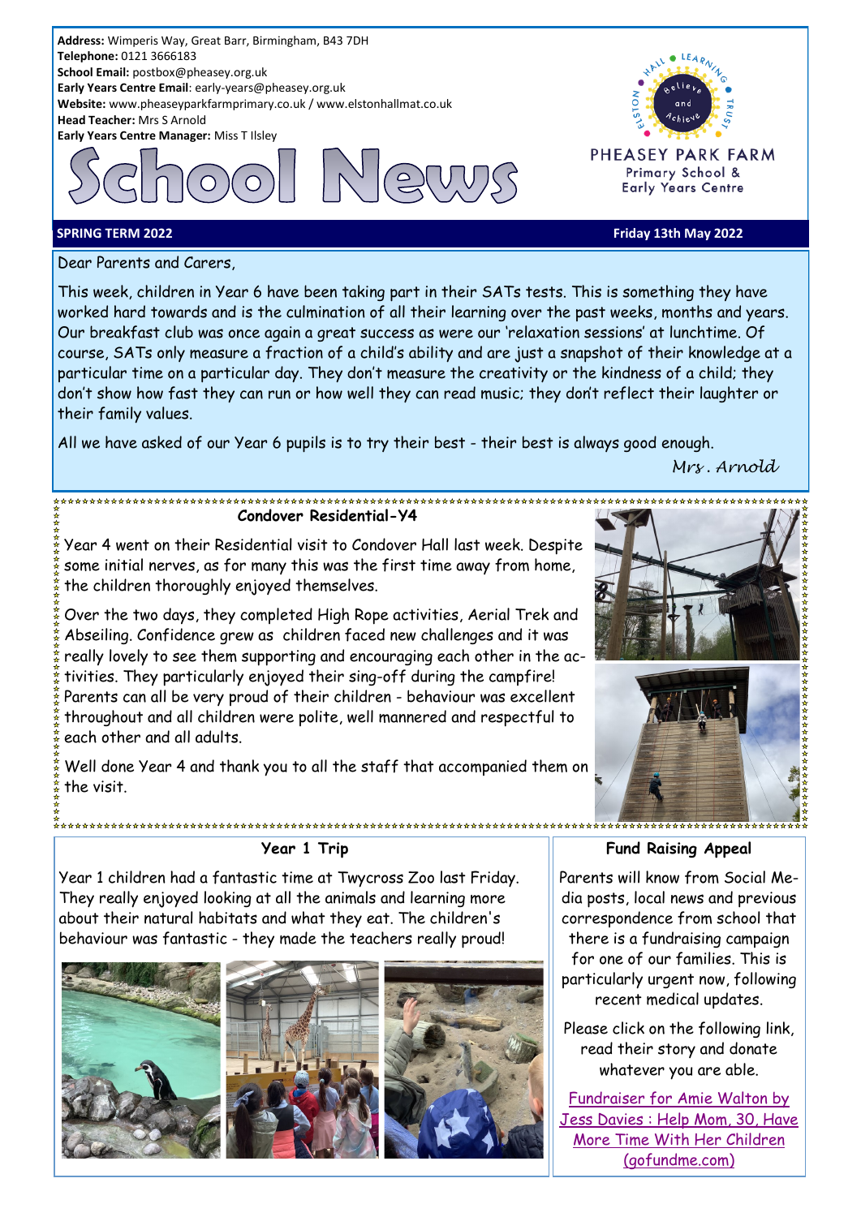**Address:** Wimperis Way, Great Barr, Birmingham, B43 7DH
**Telephone:** 0121 3666183
**School Email:** postbox@pheasey.org.uk
**Early Years Centre Email**: early-years@pheasey.org.uk
**Website:** www.pheaseyparkfarmprimary.co.uk / www.elstonhallmat.co.uk
**Head Teacher:** Mrs S Arnold
**Early Years Centre Manager:** Miss T Ilsley

# School News

PHEASEY PARK FARM
Primary School &
Early Years Centre

**SPRING TERM 2022** **Friday 13th May 2022**

Dear Parents and Carers,

This week, children in Year 6 have been taking part in their SATs tests. This is something they have worked hard towards and is the culmination of all their learning over the past weeks, months and years. Our breakfast club was once again a great success as were our 'relaxation sessions' at lunchtime. Of course, SATs only measure a fraction of a child's ability and are just a snapshot of their knowledge at a particular time on a particular day. They don't measure the creativity or the kindness of a child; they don't show how fast they can run or how well they can read music; they don't reflect their laughter or their family values.

All we have asked of our Year 6 pupils is to try their best - their best is always good enough.

*Mrs. Arnold*

## Condover Residential-Y4

Year 4 went on their Residential visit to Condover Hall last week. Despite some initial nerves, as for many this was the first time away from home, the children thoroughly enjoyed themselves.

Over the two days, they completed High Rope activities, Aerial Trek and Abseiling. Confidence grew as children faced new challenges and it was really lovely to see them supporting and encouraging each other in the activities. They particularly enjoyed their sing-off during the campfire! Parents can all be very proud of their children - behaviour was excellent throughout and all children were polite, well mannered and respectful to each other and all adults.

Well done Year 4 and thank you to all the staff that accompanied them on the visit.

## Year 1 Trip

Year 1 children had a fantastic time at Twycross Zoo last Friday. They really enjoyed looking at all the animals and learning more about their natural habitats and what they eat. The children's behaviour was fantastic - they made the teachers really proud!

## Fund Raising Appeal

Parents will know from Social Media posts, local news and previous correspondence from school that there is a fundraising campaign for one of our families. This is particularly urgent now, following recent medical updates.

Please click on the following link, read their story and donate whatever you are able.

Fundraiser for Amie Walton by Jess Davies : Help Mom, 30, Have More Time With Her Children (gofundme.com)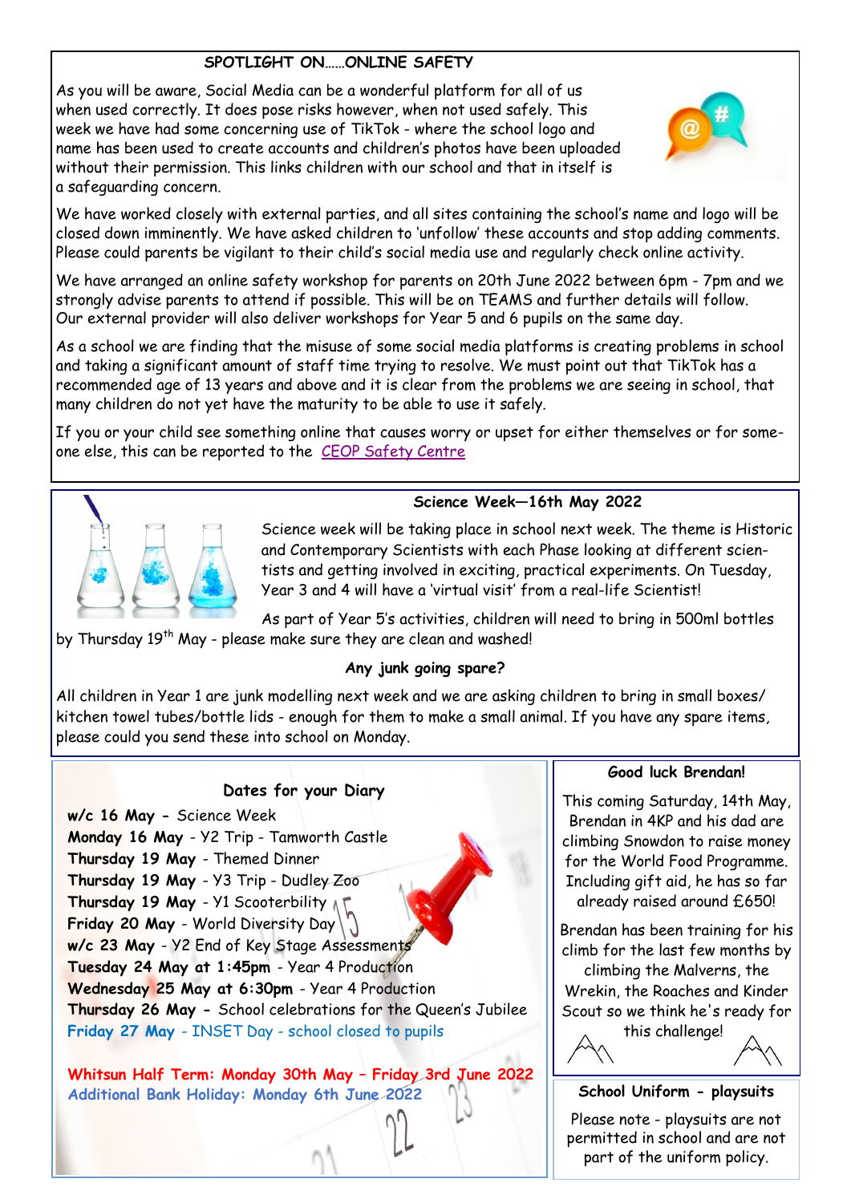## SPOTLIGHT ON……ONLINE SAFETY

As you will be aware, Social Media can be a wonderful platform for all of us when used correctly. It does pose risks however, when not used safely. This week we have had some concerning use of TikTok - where the school logo and name has been used to create accounts and children's photos have been uploaded without their permission. This links children with our school and that in itself is a safeguarding concern.

We have worked closely with external parties, and all sites containing the school's name and logo will be closed down imminently. We have asked children to 'unfollow' these accounts and stop adding comments. Please could parents be vigilant to their child's social media use and regularly check online activity.

We have arranged an online safety workshop for parents on 20th June 2022 between 6pm - 7pm and we strongly advise parents to attend if possible. This will be on TEAMS and further details will follow. Our external provider will also deliver workshops for Year 5 and 6 pupils on the same day.

As a school we are finding that the misuse of some social media platforms is creating problems in school and taking a significant amount of staff time trying to resolve. We must point out that TikTok has a recommended age of 13 years and above and it is clear from the problems we are seeing in school, that many children do not yet have the maturity to be able to use it safely.

If you or your child see something online that causes worry or upset for either themselves or for someone else, this can be reported to the CEOP Safety Centre

## Science Week—16th May 2022

Science week will be taking place in school next week. The theme is Historic and Contemporary Scientists with each Phase looking at different scientists and getting involved in exciting, practical experiments. On Tuesday, Year 3 and 4 will have a 'virtual visit' from a real-life Scientist!

As part of Year 5's activities, children will need to bring in 500ml bottles by Thursday 19th May - please make sure they are clean and washed!

### Any junk going spare?

All children in Year 1 are junk modelling next week and we are asking children to bring in small boxes/ kitchen towel tubes/bottle lids - enough for them to make a small animal. If you have any spare items, please could you send these into school on Monday.

## Dates for your Diary

**w/c 16 May** - Science Week
**Monday 16 May** - Y2 Trip - Tamworth Castle
**Thursday 19 May** - Themed Dinner
**Thursday 19 May** - Y3 Trip - Dudley Zoo
**Thursday 19 May** - Y1 Scooterbility
**Friday 20 May** - World Diversity Day
**w/c 23 May** - Y2 End of Key Stage Assessments
**Tuesday 24 May at 1:45pm** - Year 4 Production
**Wednesday 25 May at 6:30pm** - Year 4 Production
**Thursday 26 May** - School celebrations for the Queen's Jubilee
**Friday 27 May** - INSET Day - school closed to pupils

**Whitsun Half Term: Monday 30th May – Friday 3rd June 2022**
**Additional Bank Holiday: Monday 6th June 2022**

## Good luck Brendan!

This coming Saturday, 14th May, Brendan in 4KP and his dad are climbing Snowdon to raise money for the World Food Programme. Including gift aid, he has so far already raised around £650!

Brendan has been training for his climb for the last few months by climbing the Malverns, the Wrekin, the Roaches and Kinder Scout so we think he's ready for this challenge!

## School Uniform - playsuits

Please note - playsuits are not permitted in school and are not part of the uniform policy.